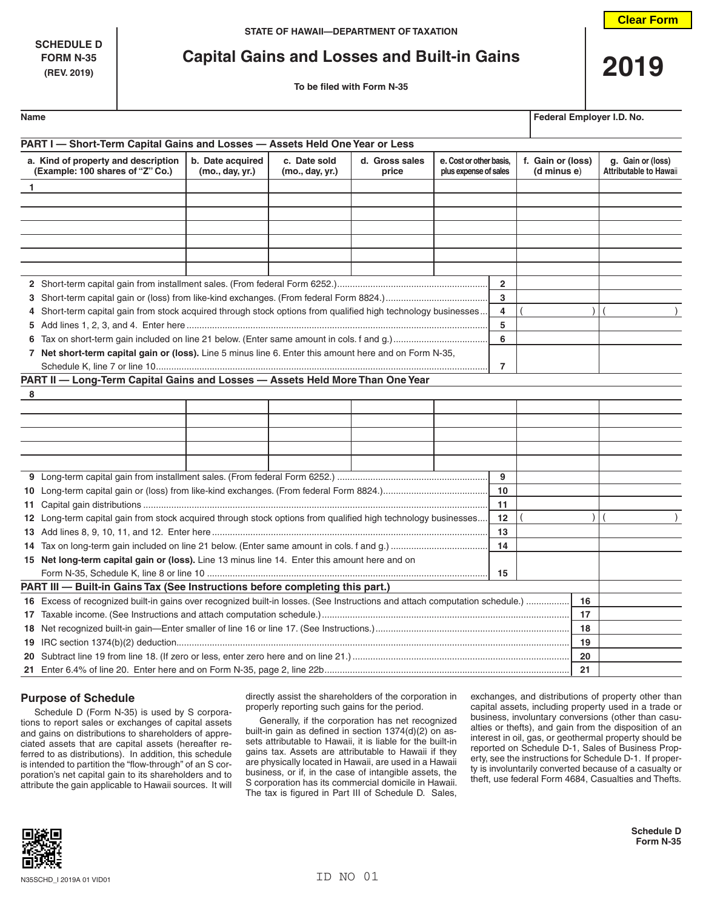SCHEDULE D
FORM N-35
(REV. 2019)

STATE OF HAWAII—DEPARTMENT OF TAXATION

# Capital Gains and Losses and Built-in Gains

To be filed with Form N-35

**2019**

Name | Federal Employer I.D. No.

## PART I — Short-Term Capital Gains and Losses — Assets Held One Year or Less

| a. Kind of property and description (Example: 100 shares of "Z" Co.) | b. Date acquired (mo., day, yr.) | c. Date sold (mo., day, yr.) | d. Gross sales price | e. Cost or other basis, plus expense of sales | f. Gain or (loss) (d minus e) | g. Gain or (loss) Attributable to Hawaii |
|---|---|---|---|---|---|---|
| 1 | | | | | | |
| | | | | | | |
| | | | | | | |
| | | | | | | |
| | | | | | | |
| | | | | | | |
| | | | | | | |

| Line | Description | | f | g |
|---|---|---|---|---|
| 2 | Short-term capital gain from installment sales. (From federal Form 6252.) | 2 | | |
| 3 | Short-term capital gain or (loss) from like-kind exchanges. (From federal Form 8824.) | 3 | | |
| 4 | Short-term capital gain from stock acquired through stock options from qualified high technology businesses | 4 | ( ) | ( ) |
| 5 | Add lines 1, 2, 3, and 4. Enter here | 5 | | |
| 6 | Tax on short-term gain included on line 21 below. (Enter same amount in cols. f and g.) | 6 | | |
| 7 | **Net short-term capital gain or (loss).** Line 5 minus line 6. Enter this amount here and on Form N-35, Schedule K, line 7 or line 10 | 7 | | |

## PART II — Long-Term Capital Gains and Losses — Assets Held More Than One Year

| a. Kind of property and description | b. Date acquired | c. Date sold | d. Gross sales price | e. Cost or other basis, plus expense of sales | f. Gain or (loss) | g. Gain or (loss) Attributable to Hawaii |
|---|---|---|---|---|---|---|
| 8 | | | | | | |
| | | | | | | |
| | | | | | | |
| | | | | | | |
| | | | | | | |
| | | | | | | |

| Line | Description | | f | g |
|---|---|---|---|---|
| 9 | Long-term capital gain from installment sales. (From federal Form 6252.) | 9 | | |
| 10 | Long-term capital gain or (loss) from like-kind exchanges. (From federal Form 8824.) | 10 | | |
| 11 | Capital gain distributions | 11 | | |
| 12 | Long-term capital gain from stock acquired through stock options from qualified high technology businesses | 12 | ( ) | ( ) |
| 13 | Add lines 8, 9, 10, 11, and 12. Enter here | 13 | | |
| 14 | Tax on long-term gain included on line 21 below. (Enter same amount in cols. f and g.) | 14 | | |
| 15 | **Net long-term capital gain or (loss).** Line 13 minus line 14. Enter this amount here and on Form N-35, Schedule K, line 8 or line 10 | 15 | | |

## PART III — Built-in Gains Tax (See Instructions before completing this part.)

| Line | Description | | Amount |
|---|---|---|---|
| 16 | Excess of recognized built-in gains over recognized built-in losses. (See Instructions and attach computation schedule.) | 16 | |
| 17 | Taxable income. (See Instructions and attach computation schedule.) | 17 | |
| 18 | Net recognized built-in gain—Enter smaller of line 16 or line 17. (See Instructions.) | 18 | |
| 19 | IRC section 1374(b)(2) deduction | 19 | |
| 20 | Subtract line 19 from line 18. (If zero or less, enter zero here and on line 21.) | 20 | |
| 21 | Enter 6.4% of line 20. Enter here and on Form N-35, page 2, line 22b | 21 | |

## Purpose of Schedule

Schedule D (Form N-35) is used by S corporations to report sales or exchanges of capital assets and gains on distributions to shareholders of appreciated assets that are capital assets (hereafter referred to as distributions). In addition, this schedule is intended to partition the "flow-through" of an S corporation's net capital gain to its shareholders and to attribute the gain applicable to Hawaii sources. It will directly assist the shareholders of the corporation in properly reporting such gains for the period.

Generally, if the corporation has net recognized built-in gain as defined in section 1374(d)(2) on assets attributable to Hawaii, it is liable for the built-in gains tax. Assets are attributable to Hawaii if they are physically located in Hawaii, are used in a Hawaii business, or if, in the case of intangible assets, the S corporation has its commercial domicile in Hawaii. The tax is figured in Part III of Schedule D. Sales, exchanges, and distributions of property other than capital assets, including property used in a trade or business, involuntary conversions (other than casualties or thefts), and gain from the disposition of an interest in oil, gas, or geothermal property should be reported on Schedule D-1, Sales of Business Property, see the instructions for Schedule D-1. If property is involuntarily converted because of a casualty or theft, use federal Form 4684, Casualties and Thefts.

N35SCHD_I 2019A 01 VID01

ID NO 01

Schedule D
Form N-35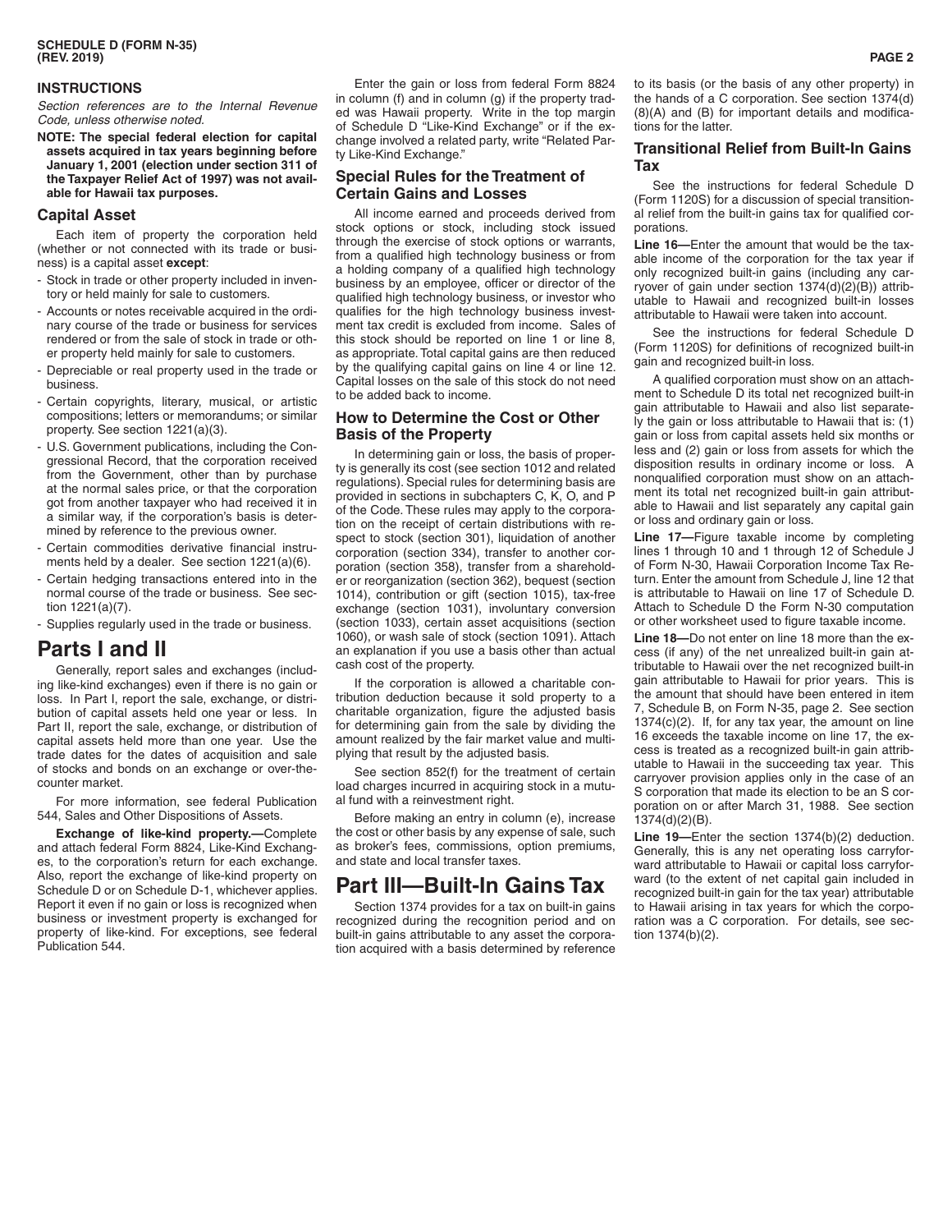## INSTRUCTIONS

*Section references are to the Internal Revenue Code, unless otherwise noted.*

**NOTE: The special federal election for capital assets acquired in tax years beginning before January 1, 2001 (election under section 311 of the Taxpayer Relief Act of 1997) was not available for Hawaii tax purposes.**

### Capital Asset

Each item of property the corporation held (whether or not connected with its trade or business) is a capital asset **except**:

- Stock in trade or other property included in inventory or held mainly for sale to customers.
- Accounts or notes receivable acquired in the ordinary course of the trade or business for services rendered or from the sale of stock in trade or other property held mainly for sale to customers.
- Depreciable or real property used in the trade or business.
- Certain copyrights, literary, musical, or artistic compositions; letters or memorandums; or similar property. See section 1221(a)(3).
- U.S. Government publications, including the Congressional Record, that the corporation received from the Government, other than by purchase at the normal sales price, or that the corporation got from another taxpayer who had received it in a similar way, if the corporation's basis is determined by reference to the previous owner.
- Certain commodities derivative financial instruments held by a dealer. See section 1221(a)(6).
- Certain hedging transactions entered into in the normal course of the trade or business. See section 1221(a)(7).
- Supplies regularly used in the trade or business.

# Parts I and II

Generally, report sales and exchanges (including like-kind exchanges) even if there is no gain or loss. In Part I, report the sale, exchange, or distribution of capital assets held one year or less. In Part II, report the sale, exchange, or distribution of capital assets held more than one year. Use the trade dates for the dates of acquisition and sale of stocks and bonds on an exchange or over-the-counter market.

For more information, see federal Publication 544, Sales and Other Dispositions of Assets.

**Exchange of like-kind property.—**Complete and attach federal Form 8824, Like-Kind Exchanges, to the corporation's return for each exchange. Also, report the exchange of like-kind property on Schedule D or on Schedule D-1, whichever applies. Report it even if no gain or loss is recognized when business or investment property is exchanged for property of like-kind. For exceptions, see federal Publication 544.

Enter the gain or loss from federal Form 8824 in column (f) and in column (g) if the property traded was Hawaii property. Write in the top margin of Schedule D "Like-Kind Exchange" or if the exchange involved a related party, write "Related Party Like-Kind Exchange."

### Special Rules for the Treatment of Certain Gains and Losses

All income earned and proceeds derived from stock options or stock, including stock issued through the exercise of stock options or warrants, from a qualified high technology business or from a holding company of a qualified high technology business by an employee, officer or director of the qualified high technology business, or investor who qualifies for the high technology business investment tax credit is excluded from income. Sales of this stock should be reported on line 1 or line 8, as appropriate. Total capital gains are then reduced by the qualifying capital gains on line 4 or line 12. Capital losses on the sale of this stock do not need to be added back to income.

### How to Determine the Cost or Other Basis of the Property

In determining gain or loss, the basis of property is generally its cost (see section 1012 and related regulations). Special rules for determining basis are provided in sections in subchapters C, K, O, and P of the Code. These rules may apply to the corporation on the receipt of certain distributions with respect to stock (section 301), liquidation of another corporation (section 334), transfer to another corporation (section 358), transfer from a shareholder or reorganization (section 362), bequest (section 1014), contribution or gift (section 1015), tax-free exchange (section 1031), involuntary conversion (section 1033), certain asset acquisitions (section 1060), or wash sale of stock (section 1091). Attach an explanation if you use a basis other than actual cash cost of the property.

If the corporation is allowed a charitable contribution deduction because it sold property to a charitable organization, figure the adjusted basis for determining gain from the sale by dividing the amount realized by the fair market value and multiplying that result by the adjusted basis.

See section 852(f) for the treatment of certain load charges incurred in acquiring stock in a mutual fund with a reinvestment right.

Before making an entry in column (e), increase the cost or other basis by any expense of sale, such as broker's fees, commissions, option premiums, and state and local transfer taxes.

# Part III—Built-In Gains Tax

Section 1374 provides for a tax on built-in gains recognized during the recognition period and on built-in gains attributable to any asset the corporation acquired with a basis determined by reference to its basis (or the basis of any other property) in the hands of a C corporation. See section 1374(d)(8)(A) and (B) for important details and modifications for the latter.

### Transitional Relief from Built-In Gains Tax

See the instructions for federal Schedule D (Form 1120S) for a discussion of special transitional relief from the built-in gains tax for qualified corporations.

**Line 16—**Enter the amount that would be the taxable income of the corporation for the tax year if only recognized built-in gains (including any carryover of gain under section 1374(d)(2)(B)) attributable to Hawaii and recognized built-in losses attributable to Hawaii were taken into account.

See the instructions for federal Schedule D (Form 1120S) for definitions of recognized built-in gain and recognized built-in loss.

A qualified corporation must show on an attachment to Schedule D its total net recognized built-in gain attributable to Hawaii and also list separately the gain or loss attributable to Hawaii that is: (1) gain or loss from capital assets held six months or less and (2) gain or loss from assets for which the disposition results in ordinary income or loss. A nonqualified corporation must show on an attachment its total net recognized built-in gain attributable to Hawaii and list separately any capital gain or loss and ordinary gain or loss.

**Line 17—**Figure taxable income by completing lines 1 through 10 and 1 through 12 of Schedule J of Form N-30, Hawaii Corporation Income Tax Return. Enter the amount from Schedule J, line 12 that is attributable to Hawaii on line 17 of Schedule D. Attach to Schedule D the Form N-30 computation or other worksheet used to figure taxable income.

**Line 18—**Do not enter on line 18 more than the excess (if any) of the net unrealized built-in gain attributable to Hawaii over the net recognized built-in gain attributable to Hawaii for prior years. This is the amount that should have been entered in item 7, Schedule B, on Form N-35, page 2. See section 1374(c)(2). If, for any tax year, the amount on line 16 exceeds the taxable income on line 17, the excess is treated as a recognized built-in gain attributable to Hawaii in the succeeding tax year. This carryover provision applies only in the case of an S corporation that made its election to be an S corporation on or after March 31, 1988. See section 1374(d)(2)(B).

**Line 19—**Enter the section 1374(b)(2) deduction. Generally, this is any net operating loss carryforward attributable to Hawaii or capital loss carryforward (to the extent of net capital gain included in recognized built-in gain for the tax year) attributable to Hawaii arising in tax years for which the corporation was a C corporation. For details, see section 1374(b)(2).